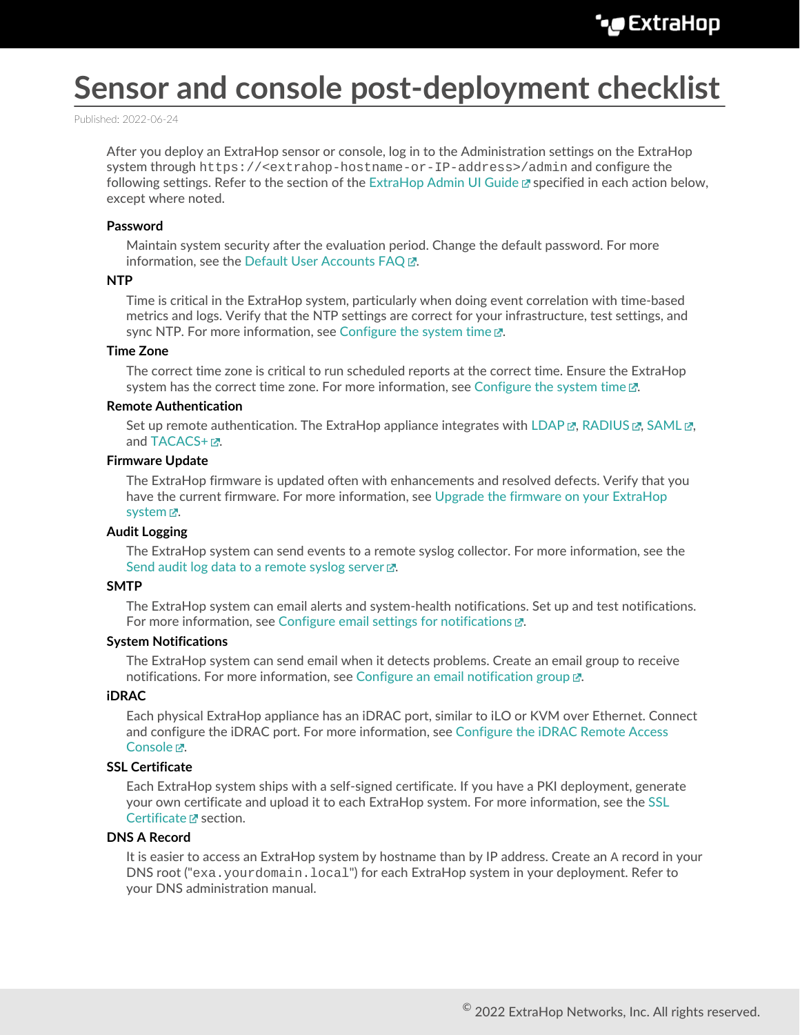# Sensor and console post-deployment checklist

Published: 2022-06-24

After you deploy an ExtraHop sensor or console, log in to the Administration settings on the ExtraHop system through `https://<extrahop-hostname-or-IP-address>/admin` and configure the following settings. Refer to the section of the ExtraHop Admin UI Guide specified in each action below, except where noted.

**Password**

Maintain system security after the evaluation period. Change the default password. For more information, see the Default User Accounts FAQ.

**NTP**

Time is critical in the ExtraHop system, particularly when doing event correlation with time-based metrics and logs. Verify that the NTP settings are correct for your infrastructure, test settings, and sync NTP. For more information, see Configure the system time.

**Time Zone**

The correct time zone is critical to run scheduled reports at the correct time. Ensure the ExtraHop system has the correct time zone. For more information, see Configure the system time.

**Remote Authentication**

Set up remote authentication. The ExtraHop appliance integrates with LDAP, RADIUS, SAML, and TACACS+.

**Firmware Update**

The ExtraHop firmware is updated often with enhancements and resolved defects. Verify that you have the current firmware. For more information, see Upgrade the firmware on your ExtraHop system.

**Audit Logging**

The ExtraHop system can send events to a remote syslog collector. For more information, see the Send audit log data to a remote syslog server.

**SMTP**

The ExtraHop system can email alerts and system-health notifications. Set up and test notifications. For more information, see Configure email settings for notifications.

**System Notifications**

The ExtraHop system can send email when it detects problems. Create an email group to receive notifications. For more information, see Configure an email notification group.

**iDRAC**

Each physical ExtraHop appliance has an iDRAC port, similar to iLO or KVM over Ethernet. Connect and configure the iDRAC port. For more information, see Configure the iDRAC Remote Access Console.

**SSL Certificate**

Each ExtraHop system ships with a self-signed certificate. If you have a PKI deployment, generate your own certificate and upload it to each ExtraHop system. For more information, see the SSL Certificate section.

**DNS A Record**

It is easier to access an ExtraHop system by hostname than by IP address. Create an A record in your DNS root ("`exa.yourdomain.local`") for each ExtraHop system in your deployment. Refer to your DNS administration manual.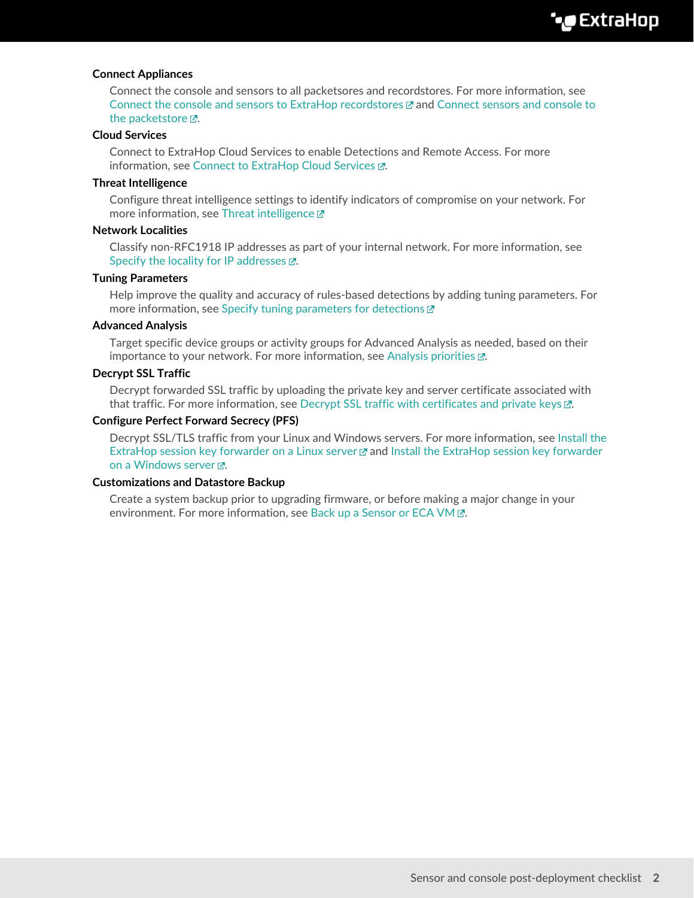**Connect Appliances**

Connect the console and sensors to all packetstores and recordstores. For more information, see Connect the console and sensors to ExtraHop recordstores and Connect sensors and console to the packetstore.

**Cloud Services**

Connect to ExtraHop Cloud Services to enable Detections and Remote Access. For more information, see Connect to ExtraHop Cloud Services.

**Threat Intelligence**

Configure threat intelligence settings to identify indicators of compromise on your network. For more information, see Threat intelligence

**Network Localities**

Classify non-RFC1918 IP addresses as part of your internal network. For more information, see Specify the locality for IP addresses.

**Tuning Parameters**

Help improve the quality and accuracy of rules-based detections by adding tuning parameters. For more information, see Specify tuning parameters for detections

**Advanced Analysis**

Target specific device groups or activity groups for Advanced Analysis as needed, based on their importance to your network. For more information, see Analysis priorities.

**Decrypt SSL Traffic**

Decrypt forwarded SSL traffic by uploading the private key and server certificate associated with that traffic. For more information, see Decrypt SSL traffic with certificates and private keys.

**Configure Perfect Forward Secrecy (PFS)**

Decrypt SSL/TLS traffic from your Linux and Windows servers. For more information, see Install the ExtraHop session key forwarder on a Linux server and Install the ExtraHop session key forwarder on a Windows server.

**Customizations and Datastore Backup**

Create a system backup prior to upgrading firmware, or before making a major change in your environment. For more information, see Back up a Sensor or ECA VM.